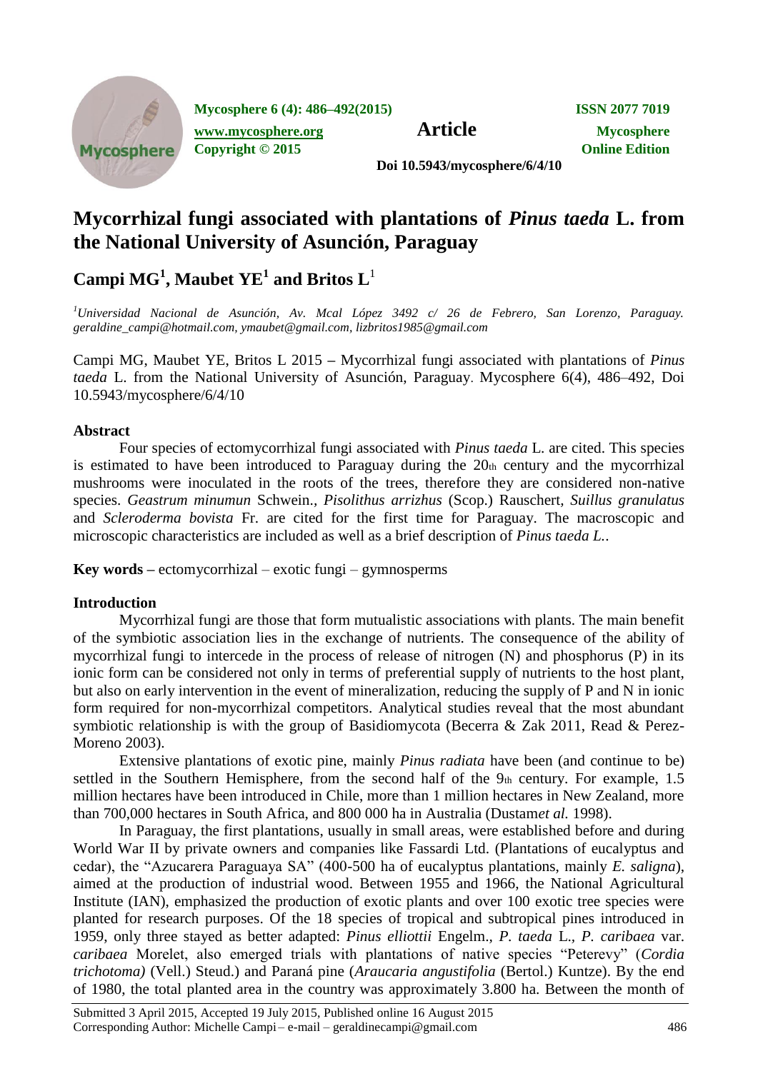# Mycorrhizal fungi associated with plantations of *Pinus taeda* L. from the National University of Asunción, Paraguay

## Campi MG[1], Maubet YE[1] and Britos L[1]

[1]*Universidad Nacional de Asunción, Av. Mcal López 3492 c/ 26 de Febrero, San Lorenzo, Paraguay. geraldine_campi@hotmail.com, ymaubet@gmail.com, lizbritos1985@gmail.com*

Campi MG, Maubet YE, Britos L 2015 – Mycorrhizal fungi associated with plantations of *Pinus taeda* L. from the National University of Asunción, Paraguay. Mycosphere 6(4), 486–492, Doi 10.5943/mycosphere/6/4/10

### Abstract

Four species of ectomycorrhizal fungi associated with *Pinus taeda* L. are cited. This species is estimated to have been introduced to Paraguay during the 20th century and the mycorrhizal mushrooms were inoculated in the roots of the trees, therefore they are considered non-native species. *Geastrum minumun* Schwein., *Pisolithus arrizhus* (Scop.) Rauschert, *Suillus granulatus* and *Scleroderma bovista* Fr. are cited for the first time for Paraguay. The macroscopic and microscopic characteristics are included as well as a brief description of *Pinus taeda L.*.

**Key words –** ectomycorrhizal – exotic fungi – gymnosperms

### Introduction

Mycorrhizal fungi are those that form mutualistic associations with plants. The main benefit of the symbiotic association lies in the exchange of nutrients. The consequence of the ability of mycorrhizal fungi to intercede in the process of release of nitrogen (N) and phosphorus (P) in its ionic form can be considered not only in terms of preferential supply of nutrients to the host plant, but also on early intervention in the event of mineralization, reducing the supply of P and N in ionic form required for non-mycorrhizal competitors. Analytical studies reveal that the most abundant symbiotic relationship is with the group of Basidiomycota (Becerra & Zak 2011, Read & Perez-Moreno 2003).

Extensive plantations of exotic pine, mainly *Pinus radiata* have been (and continue to be) settled in the Southern Hemisphere, from the second half of the 9th century. For example, 1.5 million hectares have been introduced in Chile, more than 1 million hectares in New Zealand, more than 700,000 hectares in South Africa, and 800 000 ha in Australia (Dustam*et al.* 1998).

In Paraguay, the first plantations, usually in small areas, were established before and during World War II by private owners and companies like Fassardi Ltd. (Plantations of eucalyptus and cedar), the "Azucarera Paraguaya SA" (400-500 ha of eucalyptus plantations, mainly *E. saligna*), aimed at the production of industrial wood. Between 1955 and 1966, the National Agricultural Institute (IAN), emphasized the production of exotic plants and over 100 exotic tree species were planted for research purposes. Of the 18 species of tropical and subtropical pines introduced in 1959, only three stayed as better adapted: *Pinus elliottii* Engelm., *P. taeda* L., *P. caribaea* var. *caribaea* Morelet, also emerged trials with plantations of native species "Peterevy" (*Cordia trichotoma)* (Vell.) Steud.) and Paraná pine (*Araucaria angustifolia* (Bertol.) Kuntze). By the end of 1980, the total planted area in the country was approximately 3.800 ha. Between the month of

Submitted 3 April 2015, Accepted 19 July 2015, Published online 16 August 2015
Corresponding Author: Michelle Campi – e-mail – geraldinecampi@gmail.com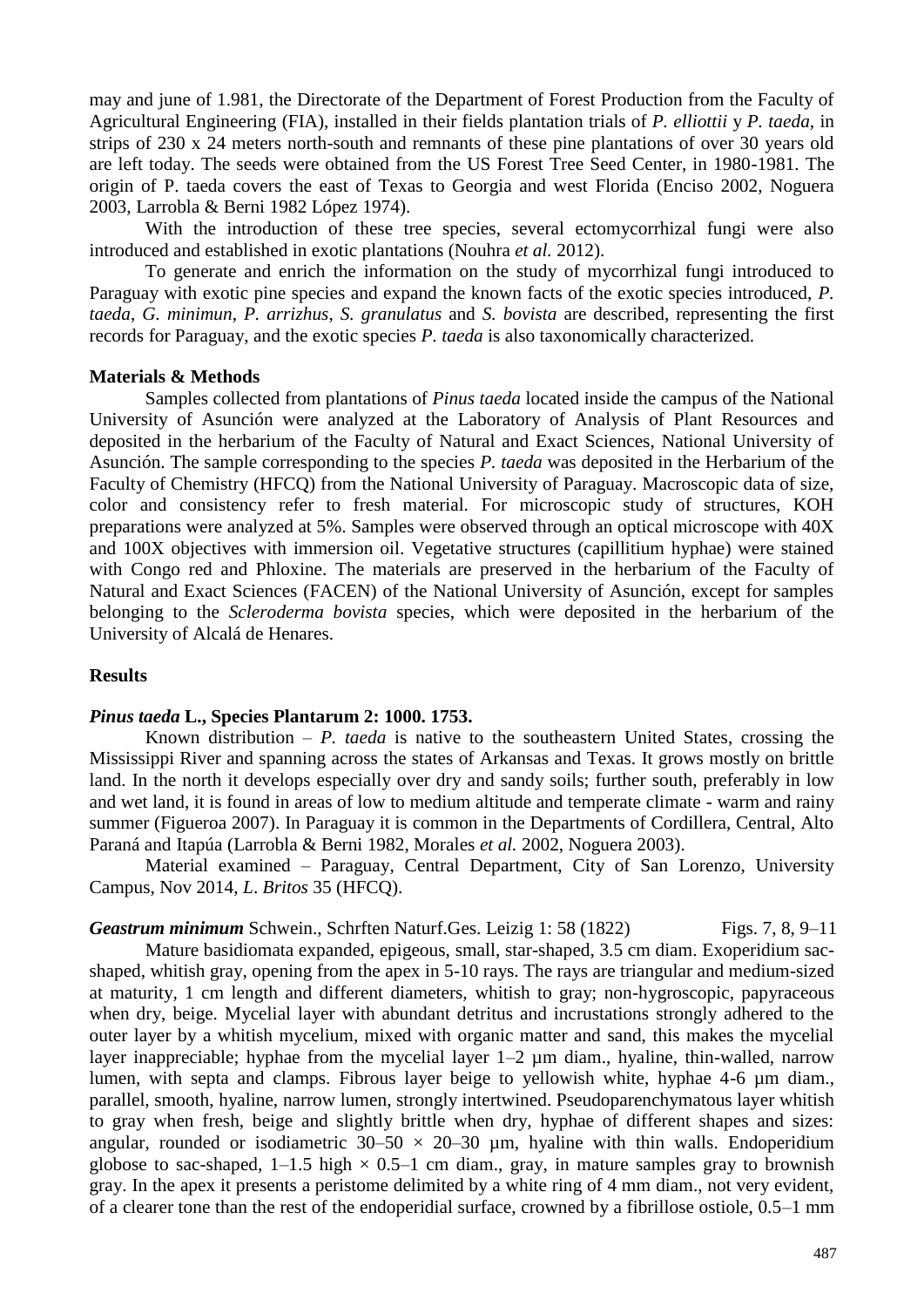may and june of 1.981, the Directorate of the Department of Forest Production from the Faculty of Agricultural Engineering (FIA), installed in their fields plantation trials of *P. elliottii* y *P. taeda*, in strips of 230 x 24 meters north-south and remnants of these pine plantations of over 30 years old are left today. The seeds were obtained from the US Forest Tree Seed Center, in 1980-1981. The origin of P. taeda covers the east of Texas to Georgia and west Florida (Enciso 2002, Noguera 2003, Larrobla & Berni 1982 López 1974).

With the introduction of these tree species, several ectomycorrhizal fungi were also introduced and established in exotic plantations (Nouhra *et al.* 2012).

To generate and enrich the information on the study of mycorrhizal fungi introduced to Paraguay with exotic pine species and expand the known facts of the exotic species introduced, *P. taeda*, *G. minimun*, *P. arrizhus*, *S. granulatus* and *S. bovista* are described, representing the first records for Paraguay, and the exotic species *P. taeda* is also taxonomically characterized.

## Materials & Methods

Samples collected from plantations of *Pinus taeda* located inside the campus of the National University of Asunción were analyzed at the Laboratory of Analysis of Plant Resources and deposited in the herbarium of the Faculty of Natural and Exact Sciences, National University of Asunción. The sample corresponding to the species *P. taeda* was deposited in the Herbarium of the Faculty of Chemistry (HFCQ) from the National University of Paraguay. Macroscopic data of size, color and consistency refer to fresh material. For microscopic study of structures, KOH preparations were analyzed at 5%. Samples were observed through an optical microscope with 40X and 100X objectives with immersion oil. Vegetative structures (capillitium hyphae) were stained with Congo red and Phloxine. The materials are preserved in the herbarium of the Faculty of Natural and Exact Sciences (FACEN) of the National University of Asunción, except for samples belonging to the *Scleroderma bovista* species, which were deposited in the herbarium of the University of Alcalá de Henares.

## Results

***Pinus taeda* L., Species Plantarum 2: 1000. 1753.**

Known distribution – *P. taeda* is native to the southeastern United States, crossing the Mississippi River and spanning across the states of Arkansas and Texas. It grows mostly on brittle land. In the north it develops especially over dry and sandy soils; further south, preferably in low and wet land, it is found in areas of low to medium altitude and temperate climate - warm and rainy summer (Figueroa 2007). In Paraguay it is common in the Departments of Cordillera, Central, Alto Paraná and Itapúa (Larrobla & Berni 1982, Morales *et al.* 2002, Noguera 2003).

Material examined – Paraguay, Central Department, City of San Lorenzo, University Campus, Nov 2014, *L. Britos* 35 (HFCQ).

***Geastrum minimum*** Schwein., Schrften Naturf.Ges. Leizig 1: 58 (1822) Figs. 7, 8, 9–11

Mature basidiomata expanded, epigeous, small, star-shaped, 3.5 cm diam. Exoperidium sac-shaped, whitish gray, opening from the apex in 5-10 rays. The rays are triangular and medium-sized at maturity, 1 cm length and different diameters, whitish to gray; non-hygroscopic, papyraceous when dry, beige. Mycelial layer with abundant detritus and incrustations strongly adhered to the outer layer by a whitish mycelium, mixed with organic matter and sand, this makes the mycelial layer inappreciable; hyphae from the mycelial layer 1–2 µm diam., hyaline, thin-walled, narrow lumen, with septa and clamps. Fibrous layer beige to yellowish white, hyphae 4-6 µm diam., parallel, smooth, hyaline, narrow lumen, strongly intertwined. Pseudoparenchymatous layer whitish to gray when fresh, beige and slightly brittle when dry, hyphae of different shapes and sizes: angular, rounded or isodiametric 30–50 × 20–30 µm, hyaline with thin walls. Endoperidium globose to sac-shaped, 1–1.5 high × 0.5–1 cm diam., gray, in mature samples gray to brownish gray. In the apex it presents a peristome delimited by a white ring of 4 mm diam., not very evident, of a clearer tone than the rest of the endoperidial surface, crowned by a fibrillose ostiole, 0.5–1 mm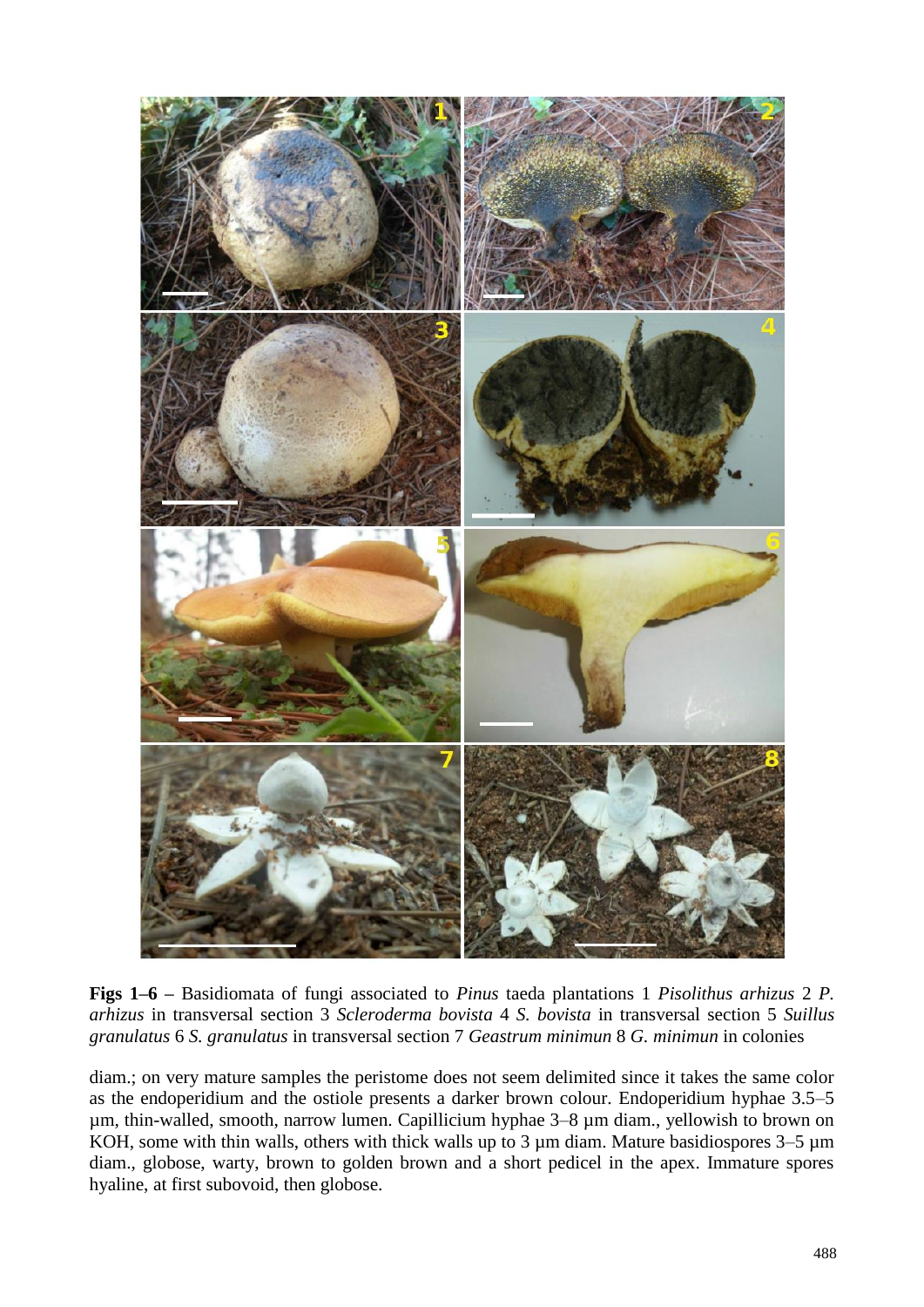**Figs 1–6** – Basidiomata of fungi associated to *Pinus* taeda plantations 1 *Pisolithus arhizus* 2 *P. arhizus* in transversal section 3 *Scleroderma bovista* 4 *S. bovista* in transversal section 5 *Suillus granulatus* 6 *S. granulatus* in transversal section 7 *Geastrum minimun* 8 *G. minimun* in colonies

diam.; on very mature samples the peristome does not seem delimited since it takes the same color as the endoperidium and the ostiole presents a darker brown colour. Endoperidium hyphae 3.5–5 µm, thin-walled, smooth, narrow lumen. Capillicium hyphae 3–8 µm diam., yellowish to brown on KOH, some with thin walls, others with thick walls up to 3 µm diam. Mature basidiospores 3–5 µm diam., globose, warty, brown to golden brown and a short pedicel in the apex. Immature spores hyaline, at first subovoid, then globose.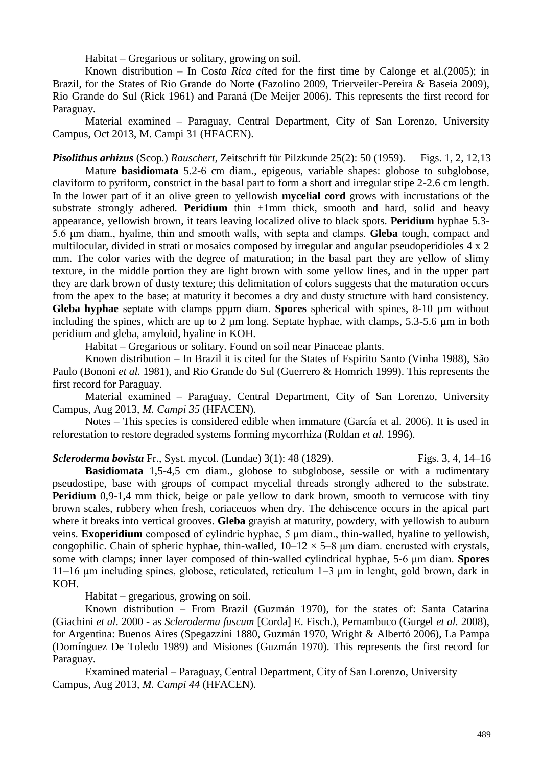Habitat – Gregarious or solitary, growing on soil.

Known distribution – In Cos*ta Rica ci*ted for the first time by Calonge et al.(2005); in Brazil, for the States of Rio Grande do Norte (Fazolino 2009, Trierveiler-Pereira & Baseia 2009), Rio Grande do Sul (Rick 1961) and Paraná (De Meijer 2006). This represents the first record for Paraguay.

Material examined – Paraguay, Central Department, City of San Lorenzo, University Campus, Oct 2013, M. Campi 31 (HFACEN).

***Pisolithus arhizus*** (Scop.) *Rauschert*, Zeitschrift für Pilzkunde 25(2): 50 (1959). Figs. 1, 2, 12,13

Mature **basidiomata** 5.2-6 cm diam., epigeous, variable shapes: globose to subglobose, claviform to pyriform, constrict in the basal part to form a short and irregular stipe 2-2.6 cm length. In the lower part of it an olive green to yellowish **mycelial cord** grows with incrustations of the substrate strongly adhered. **Peridium** thin ±1mm thick, smooth and hard, solid and heavy appearance, yellowish brown, it tears leaving localized olive to black spots. **Peridium** hyphae 5.3-5.6 µm diam., hyaline, thin and smooth walls, with septa and clamps. **Gleba** tough, compact and multilocular, divided in strati or mosaics composed by irregular and angular pseudoperidioles 4 x 2 mm. The color varies with the degree of maturation; in the basal part they are yellow of slimy texture, in the middle portion they are light brown with some yellow lines, and in the upper part they are dark brown of dusty texture; this delimitation of colors suggests that the maturation occurs from the apex to the base; at maturity it becomes a dry and dusty structure with hard consistency. **Gleba hyphae** septate with clamps ppµm diam. **Spores** spherical with spines, 8-10 µm without including the spines, which are up to 2 µm long. Septate hyphae, with clamps, 5.3-5.6 µm in both peridium and gleba, amyloid, hyaline in KOH.

Habitat – Gregarious or solitary. Found on soil near Pinaceae plants.

Known distribution – In Brazil it is cited for the States of Espirito Santo (Vinha 1988), São Paulo (Bononi *et al.* 1981), and Rio Grande do Sul (Guerrero & Homrich 1999). This represents the first record for Paraguay.

Material examined – Paraguay, Central Department, City of San Lorenzo, University Campus, Aug 2013, *M. Campi 35* (HFACEN).

Notes – This species is considered edible when immature (García et al. 2006). It is used in reforestation to restore degraded systems forming mycorrhiza (Roldan *et al.* 1996).

***Scleroderma bovista*** Fr., Syst. mycol. (Lundae) 3(1): 48 (1829). Figs. 3, 4, 14–16

**Basidiomata** 1,5-4,5 cm diam., globose to subglobose, sessile or with a rudimentary pseudostipe, base with groups of compact mycelial threads strongly adhered to the substrate. **Peridium** 0,9-1,4 mm thick, beige or pale yellow to dark brown, smooth to verrucose with tiny brown scales, rubbery when fresh, coriaceuos when dry. The dehiscence occurs in the apical part where it breaks into vertical grooves. **Gleba** grayish at maturity, powdery, with yellowish to auburn veins. **Exoperidium** composed of cylindric hyphae, 5 µm diam., thin-walled, hyaline to yellowish, congophilic. Chain of spheric hyphae, thin-walled, 10–12 × 5–8 µm diam. encrusted with crystals, some with clamps; inner layer composed of thin-walled cylindrical hyphae, 5-6 µm diam. **Spores** 11–16 µm including spines, globose, reticulated, reticulum 1–3 µm in lenght, gold brown, dark in KOH.

Habitat – gregarious, growing on soil.

Known distribution – From Brazil (Guzmán 1970), for the states of: Santa Catarina (Giachini *et al*. 2000 - as *Scleroderma fuscum* [Corda] E. Fisch.), Pernambuco (Gurgel *et al.* 2008), for Argentina: Buenos Aires (Spegazzini 1880, Guzmán 1970, Wright & Albertó 2006), La Pampa (Domínguez De Toledo 1989) and Misiones (Guzmán 1970). This represents the first record for Paraguay.

Examined material – Paraguay, Central Department, City of San Lorenzo, University Campus, Aug 2013, *M. Campi 44* (HFACEN).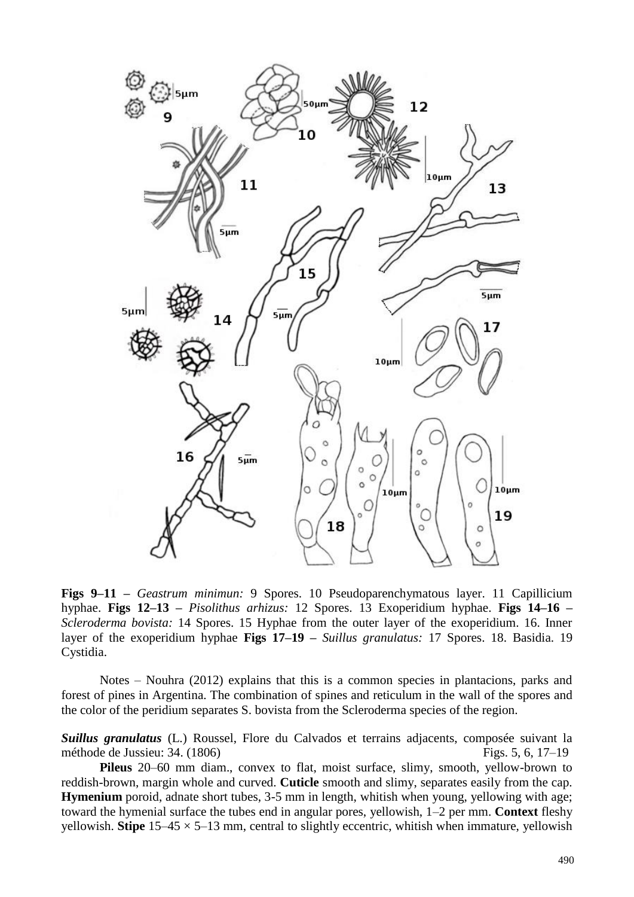**Figs 9–11 –** *Geastrum minimun:* 9 Spores. 10 Pseudoparenchymatous layer. 11 Capillicium hyphae. **Figs 12–13 –** *Pisolithus arhizus:* 12 Spores. 13 Exoperidium hyphae. **Figs 14–16 –** *Scleroderma bovista:* 14 Spores. 15 Hyphae from the outer layer of the exoperidium. 16. Inner layer of the exoperidium hyphae **Figs 17–19 –** *Suillus granulatus:* 17 Spores. 18. Basidia. 19 Cystidia.

Notes – Nouhra (2012) explains that this is a common species in plantacions, parks and forest of pines in Argentina. The combination of spines and reticulum in the wall of the spores and the color of the peridium separates S. bovista from the Scleroderma species of the region.

***Suillus granulatus*** (L.) Roussel, Flore du Calvados et terrains adjacents, composée suivant la méthode de Jussieu: 34. (1806) Figs. 5, 6, 17–19

**Pileus** 20–60 mm diam., convex to flat, moist surface, slimy, smooth, yellow-brown to reddish-brown, margin whole and curved. **Cuticle** smooth and slimy, separates easily from the cap. **Hymenium** poroid, adnate short tubes, 3-5 mm in length, whitish when young, yellowing with age; toward the hymenial surface the tubes end in angular pores, yellowish, 1–2 per mm. **Context** fleshy yellowish. **Stipe** 15–45 × 5–13 mm, central to slightly eccentric, whitish when immature, yellowish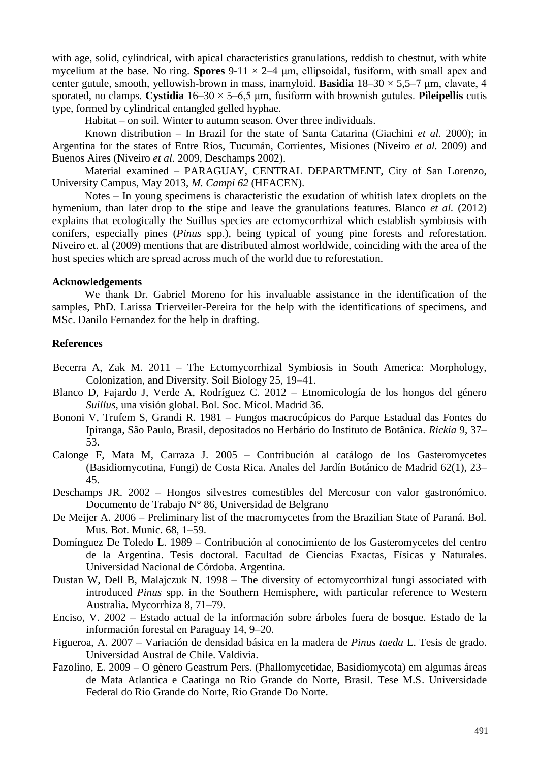with age, solid, cylindrical, with apical characteristics granulations, reddish to chestnut, with white mycelium at the base. No ring. **Spores** 9-11 × 2–4 μm, ellipsoidal, fusiform, with small apex and center gutule, smooth, yellowish-brown in mass, inamyloid. **Basidia** 18–30 × 5,5–7 μm, clavate, 4 sporated, no clamps. **Cystidia** 16–30 × 5–6,5 μm, fusiform with brownish gutules. **Pileipellis** cutis type, formed by cylindrical entangled gelled hyphae.

Habitat – on soil. Winter to autumn season. Over three individuals.

Known distribution – In Brazil for the state of Santa Catarina (Giachini *et al.* 2000); in Argentina for the states of Entre Ríos, Tucumán, Corrientes, Misiones (Niveiro *et al.* 2009) and Buenos Aires (Niveiro *et al.* 2009, Deschamps 2002).

Material examined – PARAGUAY, CENTRAL DEPARTMENT, City of San Lorenzo, University Campus, May 2013, *M. Campi 62* (HFACEN).

Notes – In young specimens is characteristic the exudation of whitish latex droplets on the hymenium, than later drop to the stipe and leave the granulations features. Blanco *et al.* (2012) explains that ecologically the Suillus species are ectomycorrhizal which establish symbiosis with conifers, especially pines (*Pinus* spp.), being typical of young pine forests and reforestation. Niveiro et. al (2009) mentions that are distributed almost worldwide, coinciding with the area of the host species which are spread across much of the world due to reforestation.

## Acknowledgements

We thank Dr. Gabriel Moreno for his invaluable assistance in the identification of the samples, PhD. Larissa Trierveiler-Pereira for the help with the identifications of specimens, and MSc. Danilo Fernandez for the help in drafting.

## References

Becerra A, Zak M. 2011 – The Ectomycorrhizal Symbiosis in South America: Morphology, Colonization, and Diversity. Soil Biology 25, 19–41.

Blanco D, Fajardo J, Verde A, Rodríguez C. 2012 – Etnomicología de los hongos del género *Suillus*, una visión global. Bol. Soc. Micol. Madrid 36.

Bononi V, Trufem S, Grandi R. 1981 – Fungos macrocópicos do Parque Estadual das Fontes do Ipiranga, Sâo Paulo, Brasil, depositados no Herbário do Instituto de Botânica. *Rickia* 9, 37–53.

Calonge F, Mata M, Carraza J. 2005 – Contribución al catálogo de los Gasteromycetes (Basidiomycotina, Fungi) de Costa Rica. Anales del Jardín Botánico de Madrid 62(1), 23–45.

Deschamps JR. 2002 – Hongos silvestres comestibles del Mercosur con valor gastronómico. Documento de Trabajo N° 86, Universidad de Belgrano

De Meijer A. 2006 – Preliminary list of the macromycetes from the Brazilian State of Paraná. Bol. Mus. Bot. Munic. 68, 1–59.

Domínguez De Toledo L. 1989 – Contribución al conocimiento de los Gasteromycetes del centro de la Argentina. Tesis doctoral. Facultad de Ciencias Exactas, Físicas y Naturales. Universidad Nacional de Córdoba. Argentina.

Dustan W, Dell B, Malajczuk N. 1998 – The diversity of ectomycorrhizal fungi associated with introduced *Pinus* spp. in the Southern Hemisphere, with particular reference to Western Australia. Mycorrhiza 8, 71–79.

Enciso, V. 2002 – Estado actual de la información sobre árboles fuera de bosque. Estado de la información forestal en Paraguay 14, 9–20.

Figueroa, A. 2007 – Variación de densidad básica en la madera de *Pinus taeda* L. Tesis de grado. Universidad Austral de Chile. Valdivia.

Fazolino, E. 2009 – O gènero Geastrum Pers. (Phallomycetidae, Basidiomycota) em algumas áreas de Mata Atlantica e Caatinga no Rio Grande do Norte, Brasil. Tese M.S. Universidade Federal do Rio Grande do Norte, Rio Grande Do Norte.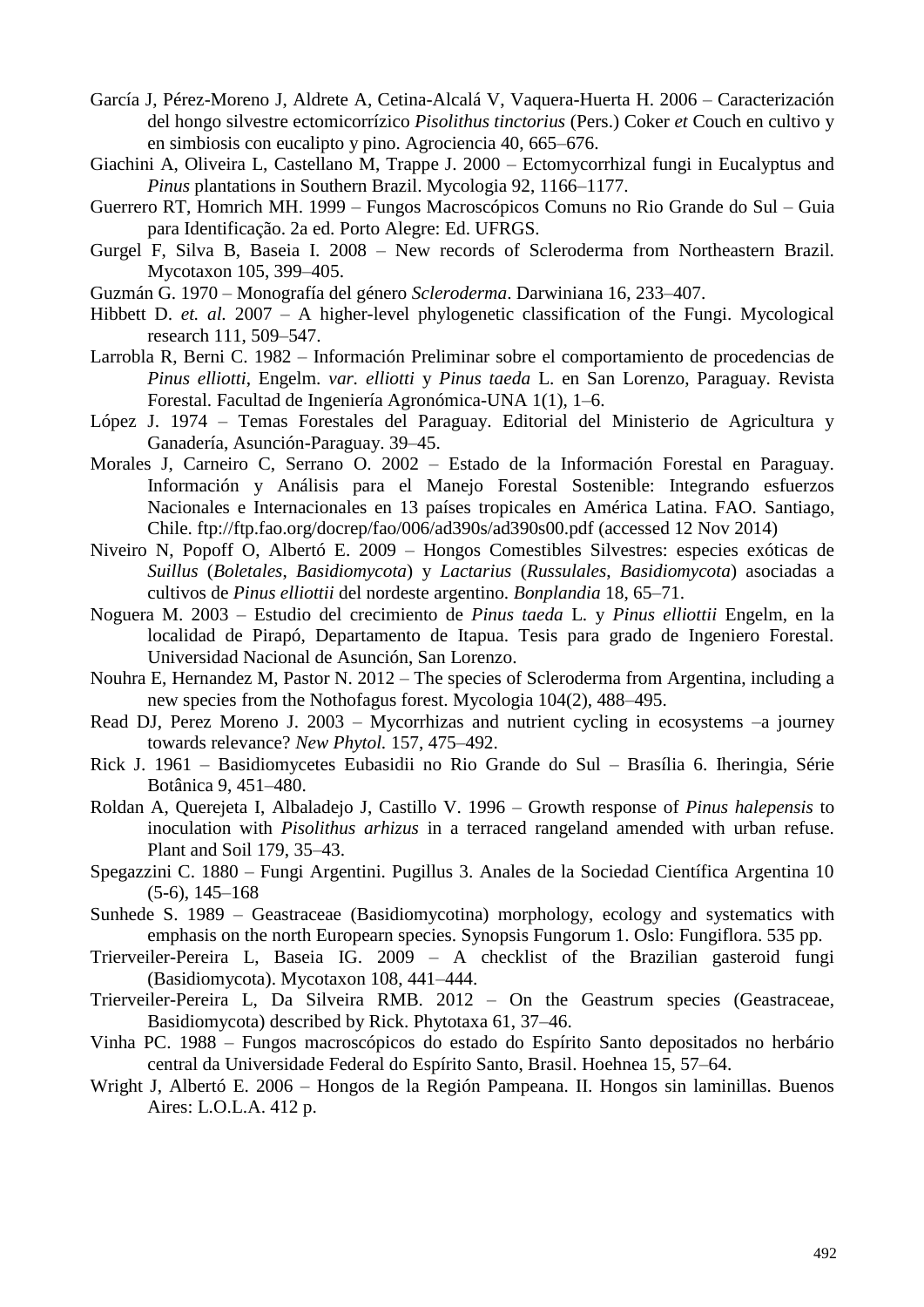García J, Pérez-Moreno J, Aldrete A, Cetina-Alcalá V, Vaquera-Huerta H. 2006 – Caracterización del hongo silvestre ectomicorrízico *Pisolithus tinctorius* (Pers.) Coker *et* Couch en cultivo y en simbiosis con eucalipto y pino. Agrociencia 40, 665–676.

Giachini A, Oliveira L, Castellano M, Trappe J. 2000 – Ectomycorrhizal fungi in Eucalyptus and *Pinus* plantations in Southern Brazil. Mycologia 92, 1166–1177.

Guerrero RT, Homrich MH. 1999 – Fungos Macroscópicos Comuns no Rio Grande do Sul – Guia para Identificação. 2a ed. Porto Alegre: Ed. UFRGS.

Gurgel F, Silva B, Baseia I. 2008 – New records of Scleroderma from Northeastern Brazil. Mycotaxon 105, 399–405.

Guzmán G. 1970 – Monografía del género *Scleroderma*. Darwiniana 16, 233–407.

Hibbett D. *et. al.* 2007 – A higher-level phylogenetic classification of the Fungi. Mycological research 111, 509–547.

Larrobla R, Berni C. 1982 – Información Preliminar sobre el comportamiento de procedencias de *Pinus elliotti*, Engelm. *var. elliotti* y *Pinus taeda* L. en San Lorenzo, Paraguay. Revista Forestal. Facultad de Ingeniería Agronómica-UNA 1(1), 1–6.

López J. 1974 – Temas Forestales del Paraguay. Editorial del Ministerio de Agricultura y Ganadería, Asunción-Paraguay. 39–45.

Morales J, Carneiro C, Serrano O. 2002 – Estado de la Información Forestal en Paraguay. Información y Análisis para el Manejo Forestal Sostenible: Integrando esfuerzos Nacionales e Internacionales en 13 países tropicales en América Latina. FAO. Santiago, Chile. ftp://ftp.fao.org/docrep/fao/006/ad390s/ad390s00.pdf (accessed 12 Nov 2014)

Niveiro N, Popoff O, Albertó E. 2009 – Hongos Comestibles Silvestres: especies exóticas de *Suillus* (*Boletales*, *Basidiomycota*) y *Lactarius* (*Russulales*, *Basidiomycota*) asociadas a cultivos de *Pinus elliottii* del nordeste argentino. *Bonplandia* 18, 65–71.

Noguera M. 2003 – Estudio del crecimiento de *Pinus taeda* L. y *Pinus elliottii* Engelm, en la localidad de Pirapó, Departamento de Itapua. Tesis para grado de Ingeniero Forestal. Universidad Nacional de Asunción, San Lorenzo.

Nouhra E, Hernandez M, Pastor N. 2012 – The species of Scleroderma from Argentina, including a new species from the Nothofagus forest. Mycologia 104(2), 488–495.

Read DJ, Perez Moreno J. 2003 – Mycorrhizas and nutrient cycling in ecosystems –a journey towards relevance? *New Phytol.* 157, 475–492.

Rick J. 1961 – Basidiomycetes Eubasidii no Rio Grande do Sul – Brasília 6. Iheringia, Série Botânica 9, 451–480.

Roldan A, Querejeta I, Albaladejo J, Castillo V. 1996 – Growth response of *Pinus halepensis* to inoculation with *Pisolithus arhizus* in a terraced rangeland amended with urban refuse. Plant and Soil 179, 35–43.

Spegazzini C. 1880 – Fungi Argentini. Pugillus 3. Anales de la Sociedad Científica Argentina 10 (5-6), 145–168

Sunhede S. 1989 – Geastraceae (Basidiomycotina) morphology, ecology and systematics with emphasis on the north Europearn species. Synopsis Fungorum 1. Oslo: Fungiflora. 535 pp.

Trierveiler-Pereira L, Baseia IG. 2009 – A checklist of the Brazilian gasteroid fungi (Basidiomycota). Mycotaxon 108, 441–444.

Trierveiler-Pereira L, Da Silveira RMB. 2012 – On the Geastrum species (Geastraceae, Basidiomycota) described by Rick. Phytotaxa 61, 37–46.

Vinha PC. 1988 – Fungos macroscópicos do estado do Espírito Santo depositados no herbário central da Universidade Federal do Espírito Santo, Brasil. Hoehnea 15, 57–64.

Wright J, Albertó E. 2006 – Hongos de la Región Pampeana. II. Hongos sin laminillas. Buenos Aires: L.O.L.A. 412 p.